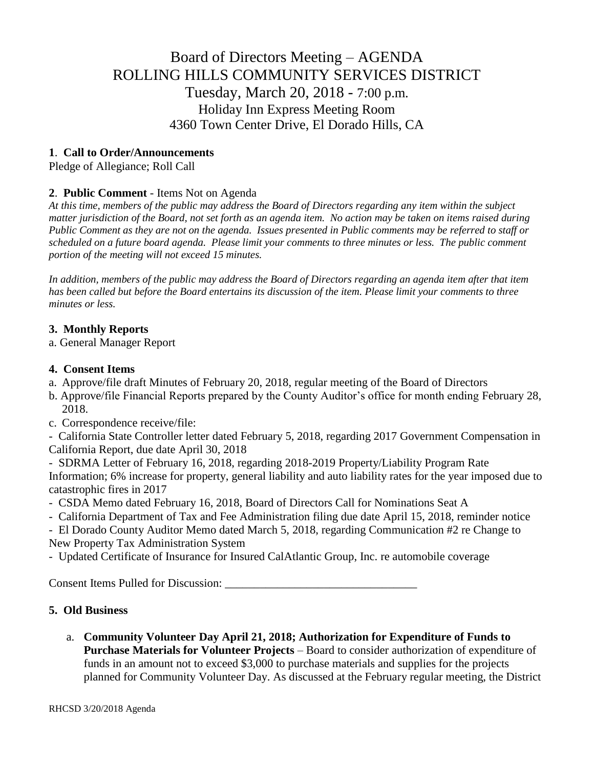# Board of Directors Meeting – AGENDA
# ROLLING HILLS COMMUNITY SERVICES DISTRICT
## Tuesday, March 20, 2018 - 7:00 p.m.
### Holiday Inn Express Meeting Room
### 4360 Town Center Drive, El Dorado Hills, CA

**1**. **Call to Order/Announcements**

Pledge of Allegiance; Roll Call

**2**. **Public Comment** - Items Not on Agenda

*At this time, members of the public may address the Board of Directors regarding any item within the subject matter jurisdiction of the Board, not set forth as an agenda item. No action may be taken on items raised during Public Comment as they are not on the agenda. Issues presented in Public comments may be referred to staff or scheduled on a future board agenda. Please limit your comments to three minutes or less. The public comment portion of the meeting will not exceed 15 minutes.*

*In addition, members of the public may address the Board of Directors regarding an agenda item after that item has been called but before the Board entertains its discussion of the item. Please limit your comments to three minutes or less.*

**3. Monthly Reports**

a. General Manager Report

**4. Consent Items**

a. Approve/file draft Minutes of February 20, 2018, regular meeting of the Board of Directors

b. Approve/file Financial Reports prepared by the County Auditor's office for month ending February 28, 2018.

c. Correspondence receive/file:

- California State Controller letter dated February 5, 2018, regarding 2017 Government Compensation in California Report, due date April 30, 2018
- SDRMA Letter of February 16, 2018, regarding 2018-2019 Property/Liability Program Rate Information; 6% increase for property, general liability and auto liability rates for the year imposed due to catastrophic fires in 2017
- CSDA Memo dated February 16, 2018, Board of Directors Call for Nominations Seat A
- California Department of Tax and Fee Administration filing due date April 15, 2018, reminder notice
- El Dorado County Auditor Memo dated March 5, 2018, regarding Communication #2 re Change to New Property Tax Administration System
- Updated Certificate of Insurance for Insured CalAtlantic Group, Inc. re automobile coverage

Consent Items Pulled for Discussion: ________________________________

**5. Old Business**

a. **Community Volunteer Day April 21, 2018; Authorization for Expenditure of Funds to Purchase Materials for Volunteer Projects** – Board to consider authorization of expenditure of funds in an amount not to exceed $3,000 to purchase materials and supplies for the projects planned for Community Volunteer Day. As discussed at the February regular meeting, the District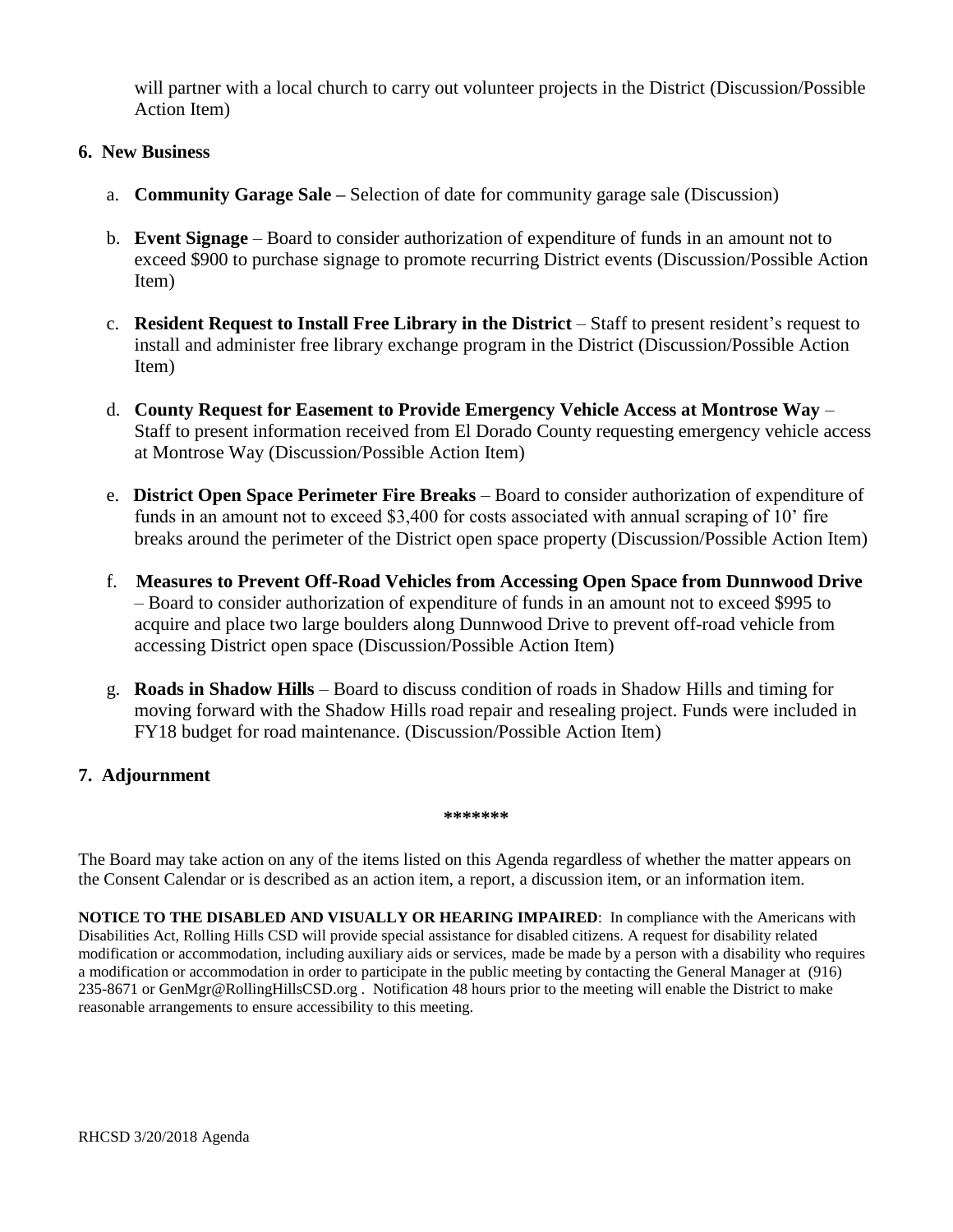will partner with a local church to carry out volunteer projects in the District (Discussion/Possible Action Item)

**6. New Business**

a. **Community Garage Sale –** Selection of date for community garage sale (Discussion)

b. **Event Signage** – Board to consider authorization of expenditure of funds in an amount not to exceed $900 to purchase signage to promote recurring District events (Discussion/Possible Action Item)

c. **Resident Request to Install Free Library in the District** – Staff to present resident's request to install and administer free library exchange program in the District (Discussion/Possible Action Item)

d. **County Request for Easement to Provide Emergency Vehicle Access at Montrose Way** – Staff to present information received from El Dorado County requesting emergency vehicle access at Montrose Way (Discussion/Possible Action Item)

e. **District Open Space Perimeter Fire Breaks** – Board to consider authorization of expenditure of funds in an amount not to exceed $3,400 for costs associated with annual scraping of 10' fire breaks around the perimeter of the District open space property (Discussion/Possible Action Item)

f. **Measures to Prevent Off-Road Vehicles from Accessing Open Space from Dunnwood Drive** – Board to consider authorization of expenditure of funds in an amount not to exceed $995 to acquire and place two large boulders along Dunnwood Drive to prevent off-road vehicle from accessing District open space (Discussion/Possible Action Item)

g. **Roads in Shadow Hills** – Board to discuss condition of roads in Shadow Hills and timing for moving forward with the Shadow Hills road repair and resealing project. Funds were included in FY18 budget for road maintenance. (Discussion/Possible Action Item)

**7. Adjournment**

*******

The Board may take action on any of the items listed on this Agenda regardless of whether the matter appears on the Consent Calendar or is described as an action item, a report, a discussion item, or an information item.

**NOTICE TO THE DISABLED AND VISUALLY OR HEARING IMPAIRED**: In compliance with the Americans with Disabilities Act, Rolling Hills CSD will provide special assistance for disabled citizens. A request for disability related modification or accommodation, including auxiliary aids or services, made be made by a person with a disability who requires a modification or accommodation in order to participate in the public meeting by contacting the General Manager at (916) 235-8671 or GenMgr@RollingHillsCSD.org . Notification 48 hours prior to the meeting will enable the District to make reasonable arrangements to ensure accessibility to this meeting.